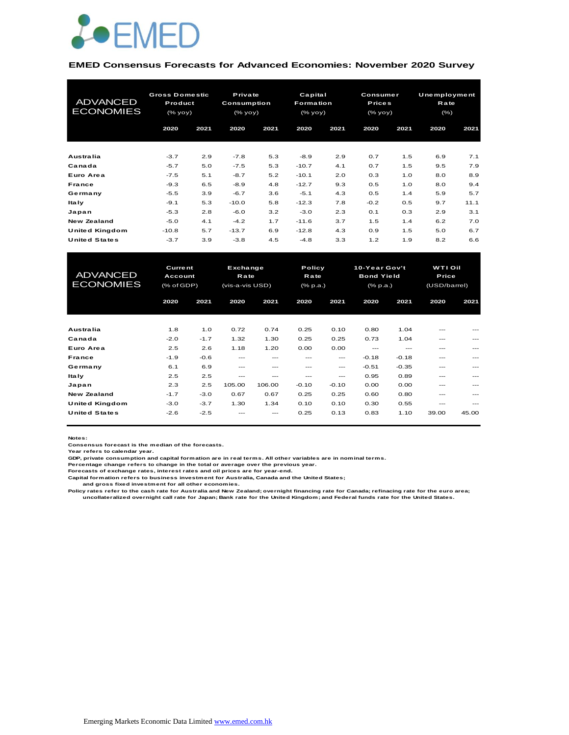EMED

## EMED Consensus Forecasts for Advanced Economies: November 2020 Survey

| ADVANCED ECONOMIES | Gross Domestic Product (% yoy) | | Private Consumption (% yoy) | | Capital Formation (% yoy) | | Consumer Prices (% yoy) | | Unemployment Rate (%) | |
|---|---|---|---|---|---|---|---|---|---|---|
| | 2020 | 2021 | 2020 | 2021 | 2020 | 2021 | 2020 | 2021 | 2020 | 2021 |
| Australia | -3.7 | 2.9 | -7.8 | 5.3 | -8.9 | 2.9 | 0.7 | 1.5 | 6.9 | 7.1 |
| Canada | -5.7 | 5.0 | -7.5 | 5.3 | -10.7 | 4.1 | 0.7 | 1.5 | 9.5 | 7.9 |
| Euro Area | -7.5 | 5.1 | -8.7 | 5.2 | -10.1 | 2.0 | 0.3 | 1.0 | 8.0 | 8.9 |
| France | -9.3 | 6.5 | -8.9 | 4.8 | -12.7 | 9.3 | 0.5 | 1.0 | 8.0 | 9.4 |
| Germany | -5.5 | 3.9 | -6.7 | 3.6 | -5.1 | 4.3 | 0.5 | 1.4 | 5.9 | 5.7 |
| Italy | -9.1 | 5.3 | -10.0 | 5.8 | -12.3 | 7.8 | -0.2 | 0.5 | 9.7 | 11.1 |
| Japan | -5.3 | 2.8 | -6.0 | 3.2 | -3.0 | 2.3 | 0.1 | 0.3 | 2.9 | 3.1 |
| New Zealand | -5.0 | 4.1 | -4.2 | 1.7 | -11.6 | 3.7 | 1.5 | 1.4 | 6.2 | 7.0 |
| United Kingdom | -10.8 | 5.7 | -13.7 | 6.9 | -12.8 | 4.3 | 0.9 | 1.5 | 5.0 | 6.7 |
| United States | -3.7 | 3.9 | -3.8 | 4.5 | -4.8 | 3.3 | 1.2 | 1.9 | 8.2 | 6.6 |

| ADVANCED ECONOMIES | Current Account (% of GDP) | | Exchange Rate (vis-a-vis USD) | | Policy Rate (% p.a.) | | 10-Year Gov't Bond Yield (% p.a.) | | WTI Oil Price (USD/barrel) | |
|---|---|---|---|---|---|---|---|---|---|---|
| | 2020 | 2021 | 2020 | 2021 | 2020 | 2021 | 2020 | 2021 | 2020 | 2021 |
| Australia | 1.8 | 1.0 | 0.72 | 0.74 | 0.25 | 0.10 | 0.80 | 1.04 | --- | --- |
| Canada | -2.0 | -1.7 | 1.32 | 1.30 | 0.25 | 0.25 | 0.73 | 1.04 | --- | --- |
| Euro Area | 2.5 | 2.6 | 1.18 | 1.20 | 0.00 | 0.00 | --- | --- | --- | --- |
| France | -1.9 | -0.6 | --- | --- | --- | --- | -0.18 | -0.18 | --- | --- |
| Germany | 6.1 | 6.9 | --- | --- | --- | --- | -0.51 | -0.35 | --- | --- |
| Italy | 2.5 | 2.5 | --- | --- | --- | --- | 0.95 | 0.89 | --- | --- |
| Japan | 2.3 | 2.5 | 105.00 | 106.00 | -0.10 | -0.10 | 0.00 | 0.00 | --- | --- |
| New Zealand | -1.7 | -3.0 | 0.67 | 0.67 | 0.25 | 0.25 | 0.60 | 0.80 | --- | --- |
| United Kingdom | -3.0 | -3.7 | 1.30 | 1.34 | 0.10 | 0.10 | 0.30 | 0.55 | --- | --- |
| United States | -2.6 | -2.5 | --- | --- | 0.25 | 0.13 | 0.83 | 1.10 | 39.00 | 45.00 |

**Notes:**
Consensus forecast is the median of the forecasts.
Year refers to calendar year.
GDP, private consumption and capital formation are in real terms. All other variables are in nominal terms.
Percentage change refers to change in the total or average over the previous year.
Forecasts of exchange rates, interest rates and oil prices are for year-end.
Capital formation refers to business investment for Australia, Canada and the United States;
and gross fixed investment for all other economies.
Policy rates refer to the cash rate for Australia and New Zealand; overnight financing rate for Canada; refinacing rate for the euro area;
uncollateralized overnight call rate for Japan; Bank rate for the United Kingdom; and Federal funds rate for the United States.

Emerging Markets Economic Data Limited www.emed.com.hk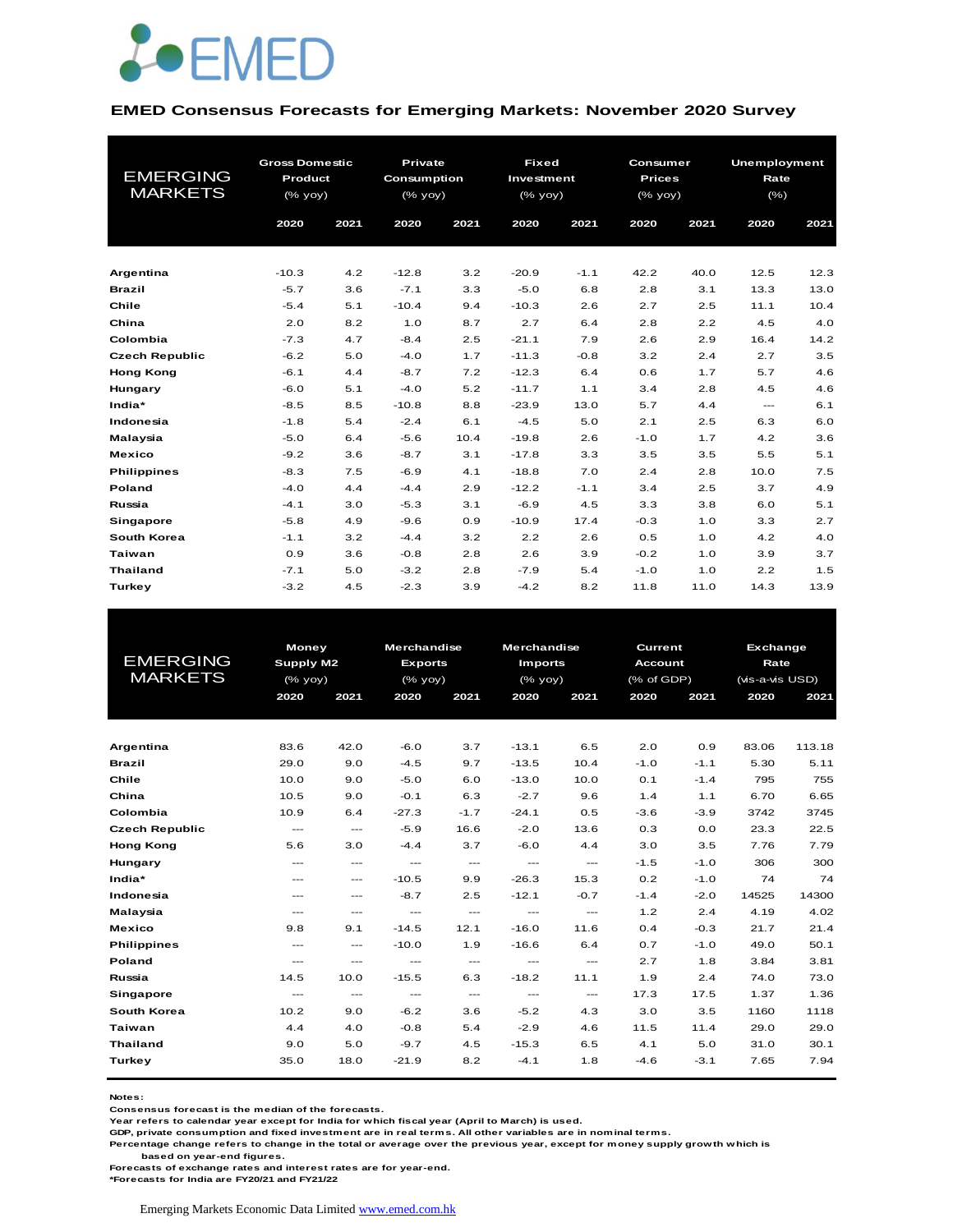## EMED Consensus Forecasts for Emerging Markets: November 2020 Survey

| EMERGING MARKETS | Gross Domestic Product (% yoy) | | Private Consumption (% yoy) | | Fixed Investment (% yoy) | | Consumer Prices (% yoy) | | Unemployment Rate (%) | |
|---|---|---|---|---|---|---|---|---|---|---|
| | 2020 | 2021 | 2020 | 2021 | 2020 | 2021 | 2020 | 2021 | 2020 | 2021 |
| **Argentina** | -10.3 | 4.2 | -12.8 | 3.2 | -20.9 | -1.1 | 42.2 | 40.0 | 12.5 | 12.3 |
| **Brazil** | -5.7 | 3.6 | -7.1 | 3.3 | -5.0 | 6.8 | 2.8 | 3.1 | 13.3 | 13.0 |
| **Chile** | -5.4 | 5.1 | -10.4 | 9.4 | -10.3 | 2.6 | 2.7 | 2.5 | 11.1 | 10.4 |
| **China** | 2.0 | 8.2 | 1.0 | 8.7 | 2.7 | 6.4 | 2.8 | 2.2 | 4.5 | 4.0 |
| **Colombia** | -7.3 | 4.7 | -8.4 | 2.5 | -21.1 | 7.9 | 2.6 | 2.9 | 16.4 | 14.2 |
| **Czech Republic** | -6.2 | 5.0 | -4.0 | 1.7 | -11.3 | -0.8 | 3.2 | 2.4 | 2.7 | 3.5 |
| **Hong Kong** | -6.1 | 4.4 | -8.7 | 7.2 | -12.3 | 6.4 | 0.6 | 1.7 | 5.7 | 4.6 |
| **Hungary** | -6.0 | 5.1 | -4.0 | 5.2 | -11.7 | 1.1 | 3.4 | 2.8 | 4.5 | 4.6 |
| **India*** | -8.5 | 8.5 | -10.8 | 8.8 | -23.9 | 13.0 | 5.7 | 4.4 | --- | 6.1 |
| **Indonesia** | -1.8 | 5.4 | -2.4 | 6.1 | -4.5 | 5.0 | 2.1 | 2.5 | 6.3 | 6.0 |
| **Malaysia** | -5.0 | 6.4 | -5.6 | 10.4 | -19.8 | 2.6 | -1.0 | 1.7 | 4.2 | 3.6 |
| **Mexico** | -9.2 | 3.6 | -8.7 | 3.1 | -17.8 | 3.3 | 3.5 | 3.5 | 5.5 | 5.1 |
| **Philippines** | -8.3 | 7.5 | -6.9 | 4.1 | -18.8 | 7.0 | 2.4 | 2.8 | 10.0 | 7.5 |
| **Poland** | -4.0 | 4.4 | -4.4 | 2.9 | -12.2 | -1.1 | 3.4 | 2.5 | 3.7 | 4.9 |
| **Russia** | -4.1 | 3.0 | -5.3 | 3.1 | -6.9 | 4.5 | 3.3 | 3.8 | 6.0 | 5.1 |
| **Singapore** | -5.8 | 4.9 | -9.6 | 0.9 | -10.9 | 17.4 | -0.3 | 1.0 | 3.3 | 2.7 |
| **South Korea** | -1.1 | 3.2 | -4.4 | 3.2 | 2.2 | 2.6 | 0.5 | 1.0 | 4.2 | 4.0 |
| **Taiwan** | 0.9 | 3.6 | -0.8 | 2.8 | 2.6 | 3.9 | -0.2 | 1.0 | 3.9 | 3.7 |
| **Thailand** | -7.1 | 5.0 | -3.2 | 2.8 | -7.9 | 5.4 | -1.0 | 1.0 | 2.2 | 1.5 |
| **Turkey** | -3.2 | 4.5 | -2.3 | 3.9 | -4.2 | 8.2 | 11.8 | 11.0 | 14.3 | 13.9 |

| EMERGING MARKETS | Money Supply M2 (% yoy) | | Merchandise Exports (% yoy) | | Merchandise Imports (% yoy) | | Current Account (% of GDP) | | Exchange Rate (vis-a-vis USD) | |
|---|---|---|---|---|---|---|---|---|---|---|
| | 2020 | 2021 | 2020 | 2021 | 2020 | 2021 | 2020 | 2021 | 2020 | 2021 |
| **Argentina** | 83.6 | 42.0 | -6.0 | 3.7 | -13.1 | 6.5 | 2.0 | 0.9 | 83.06 | 113.18 |
| **Brazil** | 29.0 | 9.0 | -4.5 | 9.7 | -13.5 | 10.4 | -1.0 | -1.1 | 5.30 | 5.11 |
| **Chile** | 10.0 | 9.0 | -5.0 | 6.0 | -13.0 | 10.0 | 0.1 | -1.4 | 795 | 755 |
| **China** | 10.5 | 9.0 | -0.1 | 6.3 | -2.7 | 9.6 | 1.4 | 1.1 | 6.70 | 6.65 |
| **Colombia** | 10.9 | 6.4 | -27.3 | -1.7 | -24.1 | 0.5 | -3.6 | -3.9 | 3742 | 3745 |
| **Czech Republic** | --- | --- | -5.9 | 16.6 | -2.0 | 13.6 | 0.3 | 0.0 | 23.3 | 22.5 |
| **Hong Kong** | 5.6 | 3.0 | -4.4 | 3.7 | -6.0 | 4.4 | 3.0 | 3.5 | 7.76 | 7.79 |
| **Hungary** | --- | --- | --- | --- | --- | --- | -1.5 | -1.0 | 306 | 300 |
| **India*** | --- | --- | -10.5 | 9.9 | -26.3 | 15.3 | 0.2 | -1.0 | 74 | 74 |
| **Indonesia** | --- | --- | -8.7 | 2.5 | -12.1 | -0.7 | -1.4 | -2.0 | 14525 | 14300 |
| **Malaysia** | --- | --- | --- | --- | --- | --- | 1.2 | 2.4 | 4.19 | 4.02 |
| **Mexico** | 9.8 | 9.1 | -14.5 | 12.1 | -16.0 | 11.6 | 0.4 | -0.3 | 21.7 | 21.4 |
| **Philippines** | --- | --- | -10.0 | 1.9 | -16.6 | 6.4 | 0.7 | -1.0 | 49.0 | 50.1 |
| **Poland** | --- | --- | --- | --- | --- | --- | 2.7 | 1.8 | 3.84 | 3.81 |
| **Russia** | 14.5 | 10.0 | -15.5 | 6.3 | -18.2 | 11.1 | 1.9 | 2.4 | 74.0 | 73.0 |
| **Singapore** | --- | --- | --- | --- | --- | --- | 17.3 | 17.5 | 1.37 | 1.36 |
| **South Korea** | 10.2 | 9.0 | -6.2 | 3.6 | -5.2 | 4.3 | 3.0 | 3.5 | 1160 | 1118 |
| **Taiwan** | 4.4 | 4.0 | -0.8 | 5.4 | -2.9 | 4.6 | 11.5 | 11.4 | 29.0 | 29.0 |
| **Thailand** | 9.0 | 5.0 | -9.7 | 4.5 | -15.3 | 6.5 | 4.1 | 5.0 | 31.0 | 30.1 |
| **Turkey** | 35.0 | 18.0 | -21.9 | 8.2 | -4.1 | 1.8 | -4.6 | -3.1 | 7.65 | 7.94 |

**Notes:**
**Consensus forecast is the median of the forecasts.**
**Year refers to calendar year except for India for which fiscal year (April to March) is used.**
**GDP, private consumption and fixed investment are in real terms. All other variables are in nominal terms.**
**Percentage change refers to change in the total or average over the previous year, except for money supply growth which is based on year-end figures.**
**Forecasts of exchange rates and interest rates are for year-end.**
***Forecasts for India are FY20/21 and FY21/22**

Emerging Markets Economic Data Limited www.emed.com.hk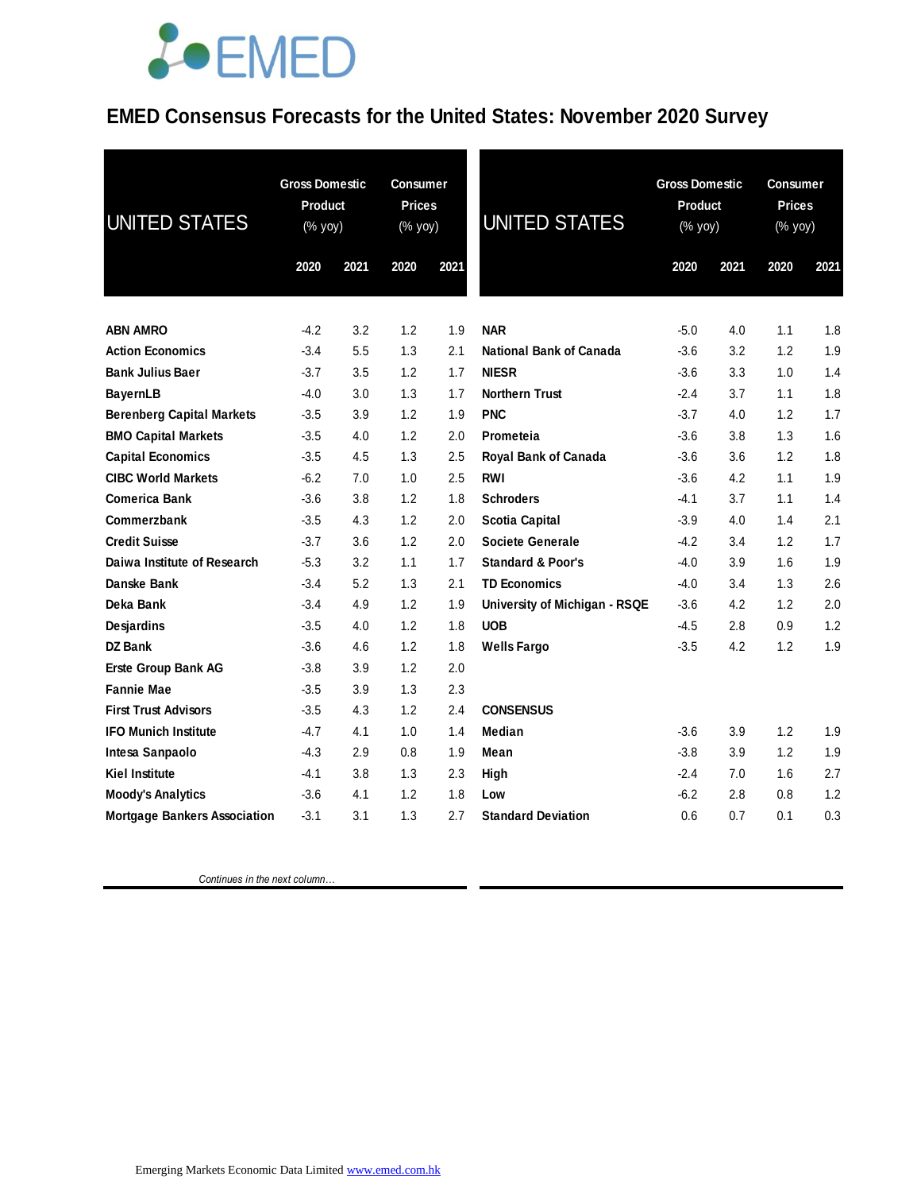# EMED Consensus Forecasts for the United States: November 2020 Survey

| UNITED STATES | Gross Domestic Product (% yoy) | | Consumer Prices (% yoy) | |
|---|---|---|---|---|
| | 2020 | 2021 | 2020 | 2021 |
| **ABN AMRO** | -4.2 | 3.2 | 1.2 | 1.9 |
| **Action Economics** | -3.4 | 5.5 | 1.3 | 2.1 |
| **Bank Julius Baer** | -3.7 | 3.5 | 1.2 | 1.7 |
| **BayernLB** | -4.0 | 3.0 | 1.3 | 1.7 |
| **Berenberg Capital Markets** | -3.5 | 3.9 | 1.2 | 1.9 |
| **BMO Capital Markets** | -3.5 | 4.0 | 1.2 | 2.0 |
| **Capital Economics** | -3.5 | 4.5 | 1.3 | 2.5 |
| **CIBC World Markets** | -6.2 | 7.0 | 1.0 | 2.5 |
| **Comerica Bank** | -3.6 | 3.8 | 1.2 | 1.8 |
| **Commerzbank** | -3.5 | 4.3 | 1.2 | 2.0 |
| **Credit Suisse** | -3.7 | 3.6 | 1.2 | 2.0 |
| **Daiwa Institute of Research** | -5.3 | 3.2 | 1.1 | 1.7 |
| **Danske Bank** | -3.4 | 5.2 | 1.3 | 2.1 |
| **Deka Bank** | -3.4 | 4.9 | 1.2 | 1.9 |
| **Desjardins** | -3.5 | 4.0 | 1.2 | 1.8 |
| **DZ Bank** | -3.6 | 4.6 | 1.2 | 1.8 |
| **Erste Group Bank AG** | -3.8 | 3.9 | 1.2 | 2.0 |
| **Fannie Mae** | -3.5 | 3.9 | 1.3 | 2.3 |
| **First Trust Advisors** | -3.5 | 4.3 | 1.2 | 2.4 |
| **IFO Munich Institute** | -4.7 | 4.1 | 1.0 | 1.4 |
| **Intesa Sanpaolo** | -4.3 | 2.9 | 0.8 | 1.9 |
| **Kiel Institute** | -4.1 | 3.8 | 1.3 | 2.3 |
| **Moody's Analytics** | -3.6 | 4.1 | 1.2 | 1.8 |
| **Mortgage Bankers Association** | -3.1 | 3.1 | 1.3 | 2.7 |
| **NAR** | -5.0 | 4.0 | 1.1 | 1.8 |
| **National Bank of Canada** | -3.6 | 3.2 | 1.2 | 1.9 |
| **NIESR** | -3.6 | 3.3 | 1.0 | 1.4 |
| **Northern Trust** | -2.4 | 3.7 | 1.1 | 1.8 |
| **PNC** | -3.7 | 4.0 | 1.2 | 1.7 |
| **Prometeia** | -3.6 | 3.8 | 1.3 | 1.6 |
| **Royal Bank of Canada** | -3.6 | 3.6 | 1.2 | 1.8 |
| **RWI** | -3.6 | 4.2 | 1.1 | 1.9 |
| **Schroders** | -4.1 | 3.7 | 1.1 | 1.4 |
| **Scotia Capital** | -3.9 | 4.0 | 1.4 | 2.1 |
| **Societe Generale** | -4.2 | 3.4 | 1.2 | 1.7 |
| **Standard & Poor's** | -4.0 | 3.9 | 1.6 | 1.9 |
| **TD Economics** | -4.0 | 3.4 | 1.3 | 2.6 |
| **University of Michigan - RSQE** | -3.6 | 4.2 | 1.2 | 2.0 |
| **UOB** | -4.5 | 2.8 | 0.9 | 1.2 |
| **Wells Fargo** | -3.5 | 4.2 | 1.2 | 1.9 |
| **CONSENSUS** | | | | |
| **Median** | -3.6 | 3.9 | 1.2 | 1.9 |
| **Mean** | -3.8 | 3.9 | 1.2 | 1.9 |
| **High** | -2.4 | 7.0 | 1.6 | 2.7 |
| **Low** | -6.2 | 2.8 | 0.8 | 1.2 |
| **Standard Deviation** | 0.6 | 0.7 | 0.1 | 0.3 |

*Continues in the next column…*

Emerging Markets Economic Data Limited www.emed.com.hk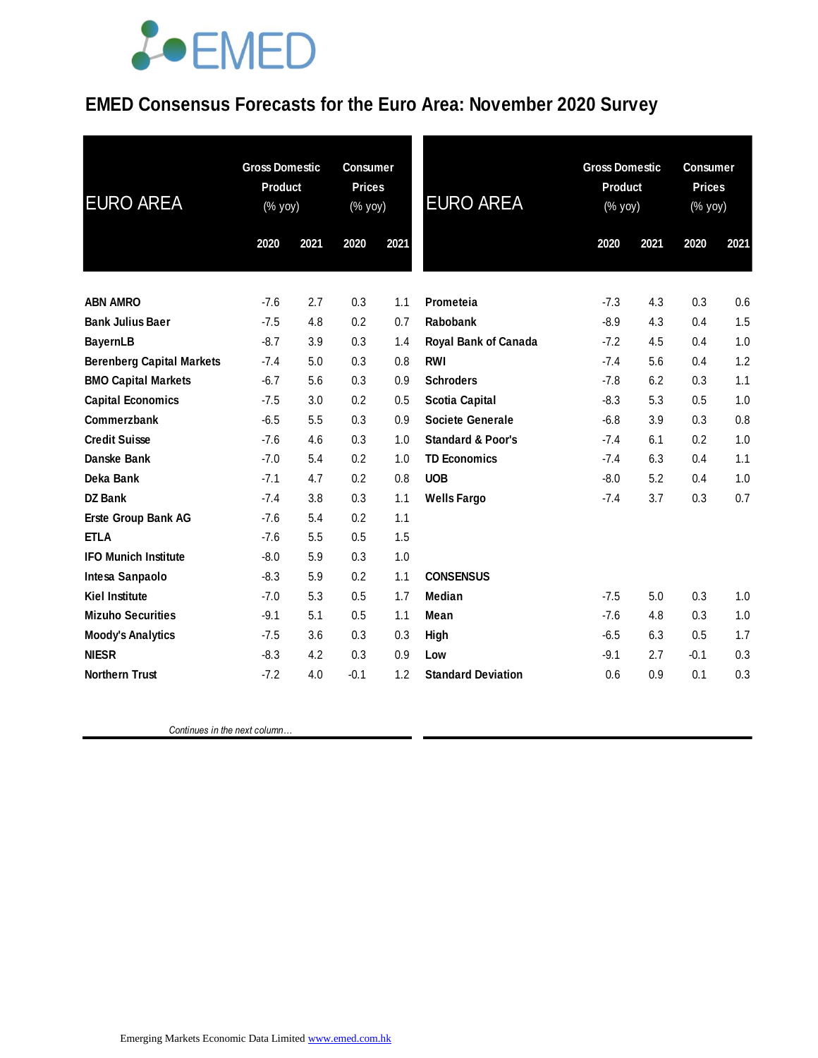# EMED Consensus Forecasts for the Euro Area: November 2020 Survey

| EURO AREA | Gross Domestic Product (% yoy) | | Consumer Prices (% yoy) | |
|---|---|---|---|---|
| | 2020 | 2021 | 2020 | 2021 |
| ABN AMRO | -7.6 | 2.7 | 0.3 | 1.1 |
| Bank Julius Baer | -7.5 | 4.8 | 0.2 | 0.7 |
| BayernLB | -8.7 | 3.9 | 0.3 | 1.4 |
| Berenberg Capital Markets | -7.4 | 5.0 | 0.3 | 0.8 |
| BMO Capital Markets | -6.7 | 5.6 | 0.3 | 0.9 |
| Capital Economics | -7.5 | 3.0 | 0.2 | 0.5 |
| Commerzbank | -6.5 | 5.5 | 0.3 | 0.9 |
| Credit Suisse | -7.6 | 4.6 | 0.3 | 1.0 |
| Danske Bank | -7.0 | 5.4 | 0.2 | 1.0 |
| Deka Bank | -7.1 | 4.7 | 0.2 | 0.8 |
| DZ Bank | -7.4 | 3.8 | 0.3 | 1.1 |
| Erste Group Bank AG | -7.6 | 5.4 | 0.2 | 1.1 |
| ETLA | -7.6 | 5.5 | 0.5 | 1.5 |
| IFO Munich Institute | -8.0 | 5.9 | 0.3 | 1.0 |
| Intesa Sanpaolo | -8.3 | 5.9 | 0.2 | 1.1 |
| Kiel Institute | -7.0 | 5.3 | 0.5 | 1.7 |
| Mizuho Securities | -9.1 | 5.1 | 0.5 | 1.1 |
| Moody's Analytics | -7.5 | 3.6 | 0.3 | 0.3 |
| NIESR | -8.3 | 4.2 | 0.3 | 0.9 |
| Northern Trust | -7.2 | 4.0 | -0.1 | 1.2 |
| Prometeia | -7.3 | 4.3 | 0.3 | 0.6 |
| Rabobank | -8.9 | 4.3 | 0.4 | 1.5 |
| Royal Bank of Canada | -7.2 | 4.5 | 0.4 | 1.0 |
| RWI | -7.4 | 5.6 | 0.4 | 1.2 |
| Schroders | -7.8 | 6.2 | 0.3 | 1.1 |
| Scotia Capital | -8.3 | 5.3 | 0.5 | 1.0 |
| Societe Generale | -6.8 | 3.9 | 0.3 | 0.8 |
| Standard & Poor's | -7.4 | 6.1 | 0.2 | 1.0 |
| TD Economics | -7.4 | 6.3 | 0.4 | 1.1 |
| UOB | -8.0 | 5.2 | 0.4 | 1.0 |
| Wells Fargo | -7.4 | 3.7 | 0.3 | 0.7 |
| **CONSENSUS** | | | | |
| Median | -7.5 | 5.0 | 0.3 | 1.0 |
| Mean | -7.6 | 4.8 | 0.3 | 1.0 |
| High | -6.5 | 6.3 | 0.5 | 1.7 |
| Low | -9.1 | 2.7 | -0.1 | 0.3 |
| Standard Deviation | 0.6 | 0.9 | 0.1 | 0.3 |

*Continues in the next column…*

Emerging Markets Economic Data Limited www.emed.com.hk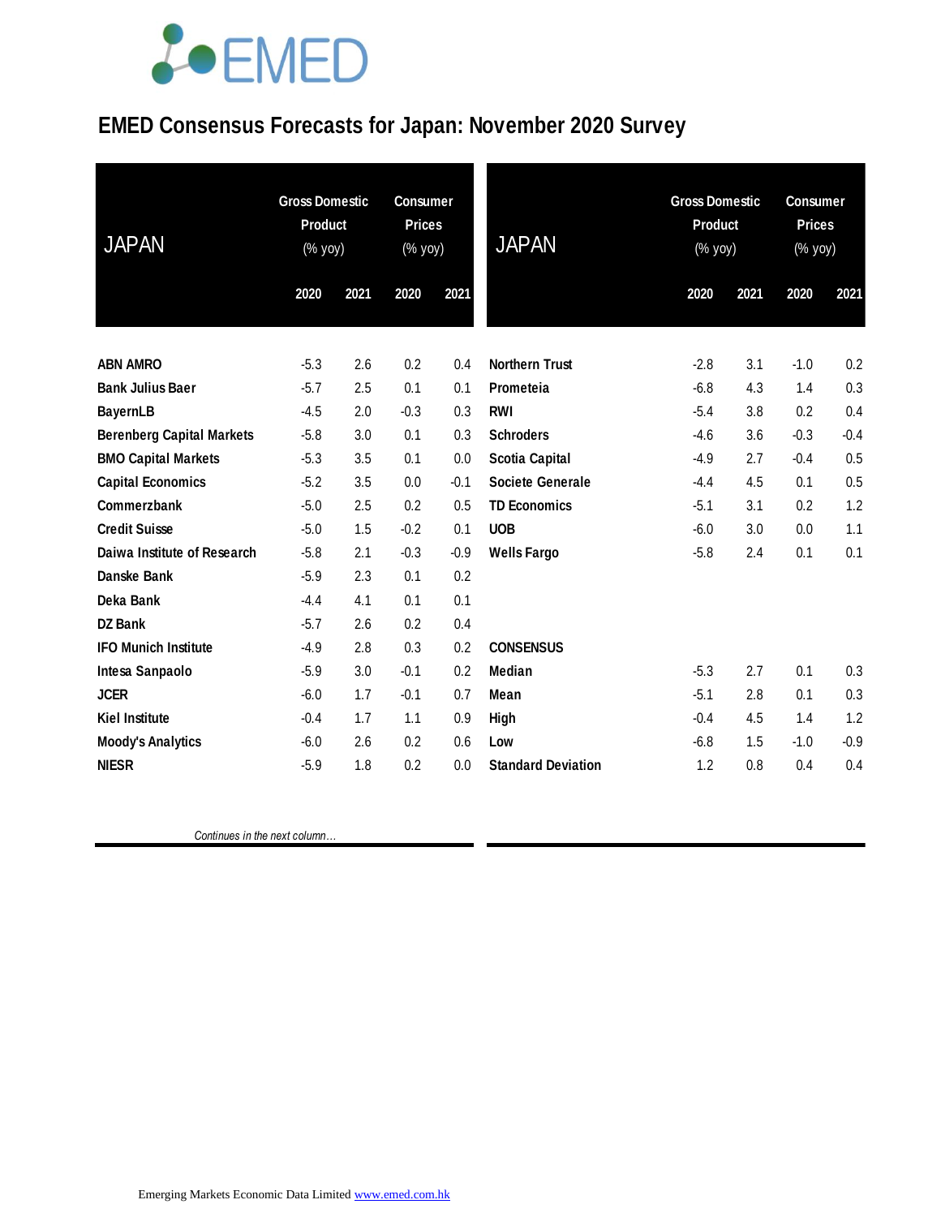# EMED Consensus Forecasts for Japan: November 2020 Survey

| JAPAN | Gross Domestic Product (% yoy) | | Consumer Prices (% yoy) | |
|---|---|---|---|---|
| | 2020 | 2021 | 2020 | 2021 |
| **ABN AMRO** | -5.3 | 2.6 | 0.2 | 0.4 |
| **Bank Julius Baer** | -5.7 | 2.5 | 0.1 | 0.1 |
| **BayernLB** | -4.5 | 2.0 | -0.3 | 0.3 |
| **Berenberg Capital Markets** | -5.8 | 3.0 | 0.1 | 0.3 |
| **BMO Capital Markets** | -5.3 | 3.5 | 0.1 | 0.0 |
| **Capital Economics** | -5.2 | 3.5 | 0.0 | -0.1 |
| **Commerzbank** | -5.0 | 2.5 | 0.2 | 0.5 |
| **Credit Suisse** | -5.0 | 1.5 | -0.2 | 0.1 |
| **Daiwa Institute of Research** | -5.8 | 2.1 | -0.3 | -0.9 |
| **Danske Bank** | -5.9 | 2.3 | 0.1 | 0.2 |
| **Deka Bank** | -4.4 | 4.1 | 0.1 | 0.1 |
| **DZ Bank** | -5.7 | 2.6 | 0.2 | 0.4 |
| **IFO Munich Institute** | -4.9 | 2.8 | 0.3 | 0.2 |
| **Intesa Sanpaolo** | -5.9 | 3.0 | -0.1 | 0.2 |
| **JCER** | -6.0 | 1.7 | -0.1 | 0.7 |
| **Kiel Institute** | -0.4 | 1.7 | 1.1 | 0.9 |
| **Moody's Analytics** | -6.0 | 2.6 | 0.2 | 0.6 |
| **NIESR** | -5.9 | 1.8 | 0.2 | 0.0 |
| **Northern Trust** | -2.8 | 3.1 | -1.0 | 0.2 |
| **Prometeia** | -6.8 | 4.3 | 1.4 | 0.3 |
| **RWI** | -5.4 | 3.8 | 0.2 | 0.4 |
| **Schroders** | -4.6 | 3.6 | -0.3 | -0.4 |
| **Scotia Capital** | -4.9 | 2.7 | -0.4 | 0.5 |
| **Societe Generale** | -4.4 | 4.5 | 0.1 | 0.5 |
| **TD Economics** | -5.1 | 3.1 | 0.2 | 1.2 |
| **UOB** | -6.0 | 3.0 | 0.0 | 1.1 |
| **Wells Fargo** | -5.8 | 2.4 | 0.1 | 0.1 |
| **CONSENSUS** | | | | |
| **Median** | -5.3 | 2.7 | 0.1 | 0.3 |
| **Mean** | -5.1 | 2.8 | 0.1 | 0.3 |
| **High** | -0.4 | 4.5 | 1.4 | 1.2 |
| **Low** | -6.8 | 1.5 | -1.0 | -0.9 |
| **Standard Deviation** | 1.2 | 0.8 | 0.4 | 0.4 |

*Continues in the next column…*

Emerging Markets Economic Data Limited www.emed.com.hk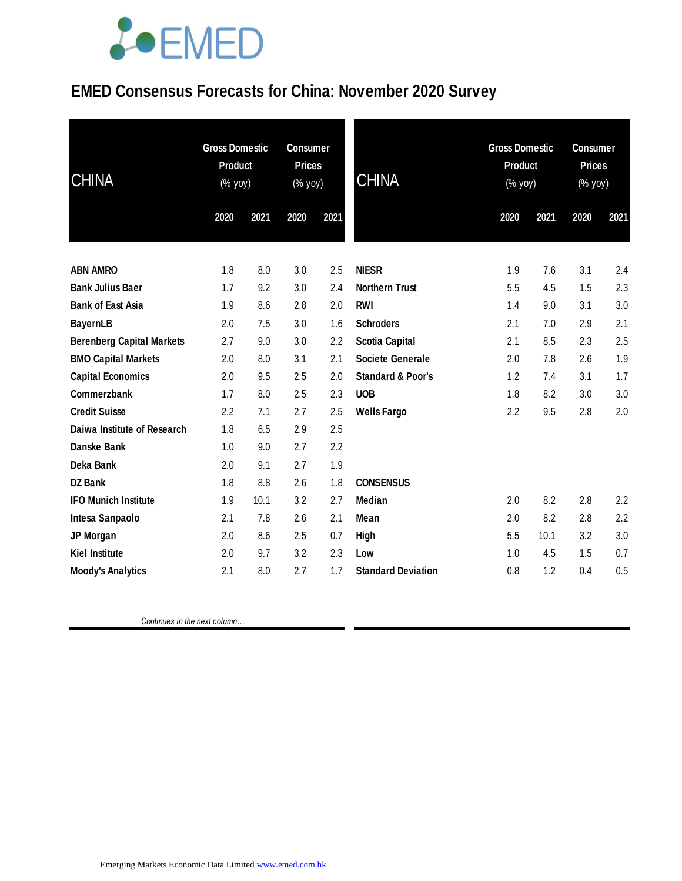# EMED Consensus Forecasts for China: November 2020 Survey

| CHINA | Gross Domestic Product (% yoy) | | Consumer Prices (% yoy) | |
|---|---|---|---|---|
| | 2020 | 2021 | 2020 | 2021 |
| ABN AMRO | 1.8 | 8.0 | 3.0 | 2.5 |
| Bank Julius Baer | 1.7 | 9.2 | 3.0 | 2.4 |
| Bank of East Asia | 1.9 | 8.6 | 2.8 | 2.0 |
| BayernLB | 2.0 | 7.5 | 3.0 | 1.6 |
| Berenberg Capital Markets | 2.7 | 9.0 | 3.0 | 2.2 |
| BMO Capital Markets | 2.0 | 8.0 | 3.1 | 2.1 |
| Capital Economics | 2.0 | 9.5 | 2.5 | 2.0 |
| Commerzbank | 1.7 | 8.0 | 2.5 | 2.3 |
| Credit Suisse | 2.2 | 7.1 | 2.7 | 2.5 |
| Daiwa Institute of Research | 1.8 | 6.5 | 2.9 | 2.5 |
| Danske Bank | 1.0 | 9.0 | 2.7 | 2.2 |
| Deka Bank | 2.0 | 9.1 | 2.7 | 1.9 |
| DZ Bank | 1.8 | 8.8 | 2.6 | 1.8 |
| IFO Munich Institute | 1.9 | 10.1 | 3.2 | 2.7 |
| Intesa Sanpaolo | 2.1 | 7.8 | 2.6 | 2.1 |
| JP Morgan | 2.0 | 8.6 | 2.5 | 0.7 |
| Kiel Institute | 2.0 | 9.7 | 3.2 | 2.3 |
| Moody's Analytics | 2.1 | 8.0 | 2.7 | 1.7 |
| NIESR | 1.9 | 7.6 | 3.1 | 2.4 |
| Northern Trust | 5.5 | 4.5 | 1.5 | 2.3 |
| RWI | 1.4 | 9.0 | 3.1 | 3.0 |
| Schroders | 2.1 | 7.0 | 2.9 | 2.1 |
| Scotia Capital | 2.1 | 8.5 | 2.3 | 2.5 |
| Societe Generale | 2.0 | 7.8 | 2.6 | 1.9 |
| Standard & Poor's | 1.2 | 7.4 | 3.1 | 1.7 |
| UOB | 1.8 | 8.2 | 3.0 | 3.0 |
| Wells Fargo | 2.2 | 9.5 | 2.8 | 2.0 |
| **CONSENSUS** | | | | |
| Median | 2.0 | 8.2 | 2.8 | 2.2 |
| Mean | 2.0 | 8.2 | 2.8 | 2.2 |
| High | 5.5 | 10.1 | 3.2 | 3.0 |
| Low | 1.0 | 4.5 | 1.5 | 0.7 |
| Standard Deviation | 0.8 | 1.2 | 0.4 | 0.5 |

*Continues in the next column…*

Emerging Markets Economic Data Limited www.emed.com.hk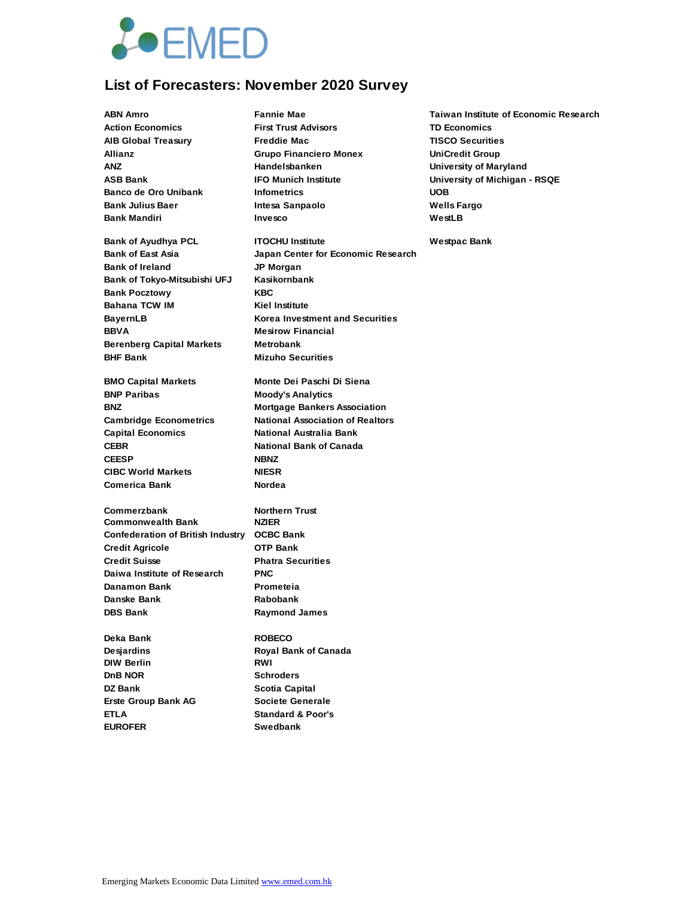EMED

## List of Forecasters: November 2020 Survey

ABN Amro
Action Economics
AIB Global Treasury
Allianz
ANZ
ASB Bank
Banco de Oro Unibank
Bank Julius Baer
Bank Mandiri

Bank of Ayudhya PCL
Bank of East Asia
Bank of Ireland
Bank of Tokyo-Mitsubishi UFJ
Bank Pocztowy
Bahana TCW IM
BayernLB
BBVA
Berenberg Capital Markets
BHF Bank

BMO Capital Markets
BNP Paribas
BNZ
Cambridge Econometrics
Capital Economics
CEBR
CEESP
CIBC World Markets
Comerica Bank

Commerzbank
Commonwealth Bank
Confederation of British Industry
Credit Agricole
Credit Suisse
Daiwa Institute of Research
Danamon Bank
Danske Bank
DBS Bank

Deka Bank
Desjardins
DIW Berlin
DnB NOR
DZ Bank
Erste Group Bank AG
ETLA
EUROFER

Fannie Mae
First Trust Advisors
Freddie Mac
Grupo Financiero Monex
Handelsbanken
IFO Munich Institute
Infometrics
Intesa Sanpaolo
Invesco

ITOCHU Institute
Japan Center for Economic Research
JP Morgan
Kasikornbank
KBC
Kiel Institute
Korea Investment and Securities
Mesirow Financial
Metrobank
Mizuho Securities

Monte Dei Paschi Di Siena
Moody's Analytics
Mortgage Bankers Association
National Association of Realtors
National Australia Bank
National Bank of Canada
NBNZ
NIESR
Nordea

Northern Trust
NZIER
OCBC Bank
OTP Bank
Phatra Securities
PNC
Prometeia
Rabobank
Raymond James

ROBECO
Royal Bank of Canada
RWI
Schroders
Scotia Capital
Societe Generale
Standard & Poor's
Swedbank

Taiwan Institute of Economic Research
TD Economics
TISCO Securities
UniCredit Group
University of Maryland
University of Michigan - RSQE
UOB
Wells Fargo
WestLB

Westpac Bank

Emerging Markets Economic Data Limited www.emed.com.hk